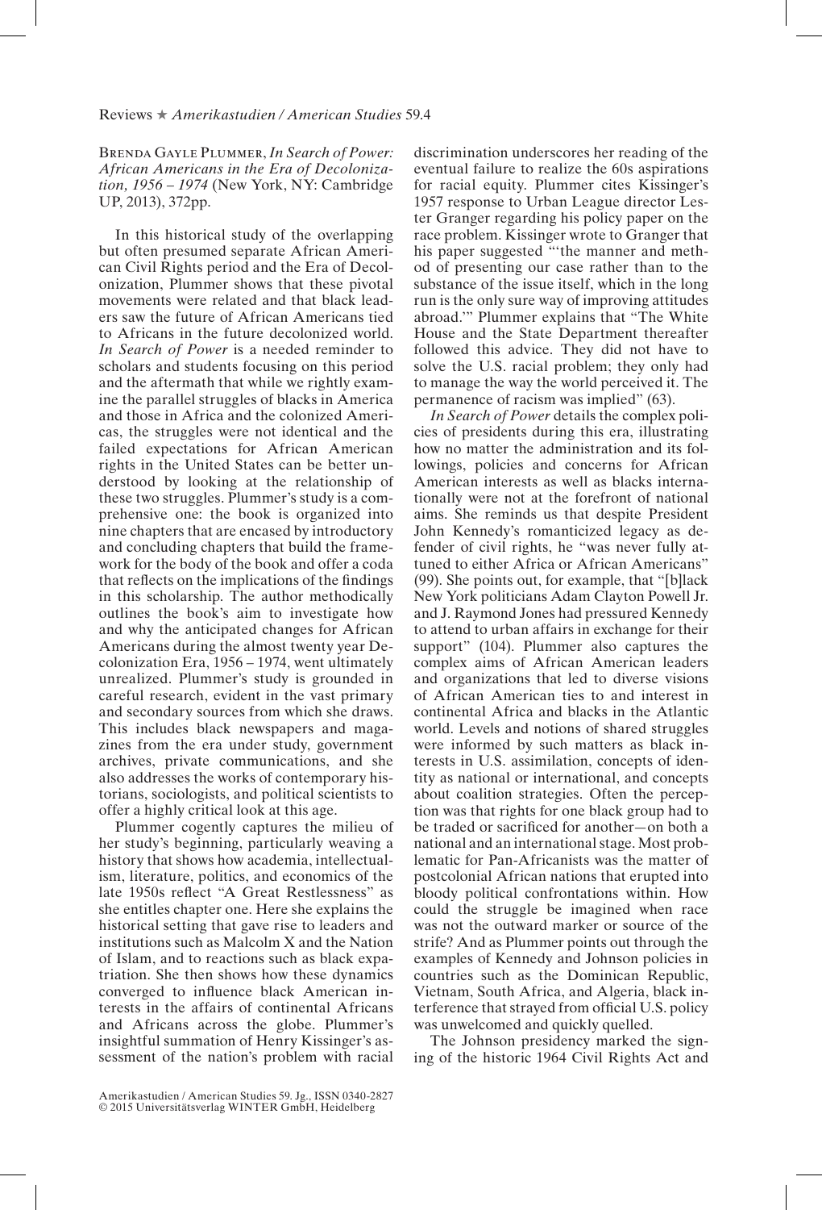Brenda Gayle Plummer, *In Search of Power: African Americans in the Era of Decolonization, 1956 – 1974* (New York, NY: Cambridge UP, 2013), 372pp.

In this historical study of the overlapping but often presumed separate African American Civil Rights period and the Era of Decolonization, Plummer shows that these pivotal movements were related and that black leaders saw the future of African Americans tied to Africans in the future decolonized world. *In Search of Power* is a needed reminder to scholars and students focusing on this period and the aftermath that while we rightly examine the parallel struggles of blacks in America and those in Africa and the colonized Americas, the struggles were not identical and the failed expectations for African American rights in the United States can be better understood by looking at the relationship of these two struggles. Plummer's study is a comprehensive one: the book is organized into nine chapters that are encased by introductory and concluding chapters that build the framework for the body of the book and offer a coda that reflects on the implications of the findings in this scholarship. The author methodically outlines the book's aim to investigate how and why the anticipated changes for African Americans during the almost twenty year Decolonization Era, 1956 – 1974, went ultimately unrealized. Plummer's study is grounded in careful research, evident in the vast primary and secondary sources from which she draws. This includes black newspapers and magazines from the era under study, government archives, private communications, and she also addresses the works of contemporary historians, sociologists, and political scientists to offer a highly critical look at this age.

Plummer cogently captures the milieu of her study's beginning, particularly weaving a history that shows how academia, intellectualism, literature, politics, and economics of the late 1950s reflect "A Great Restlessness" as she entitles chapter one. Here she explains the historical setting that gave rise to leaders and institutions such as Malcolm X and the Nation of Islam, and to reactions such as black expatriation. She then shows how these dynamics converged to influence black American interests in the affairs of continental Africans and Africans across the globe. Plummer's insightful summation of Henry Kissinger's assessment of the nation's problem with racial discrimination underscores her reading of the eventual failure to realize the 60s aspirations for racial equity. Plummer cites Kissinger's 1957 response to Urban League director Lester Granger regarding his policy paper on the race problem. Kissinger wrote to Granger that his paper suggested "'the manner and method of presenting our case rather than to the substance of the issue itself, which in the long run is the only sure way of improving attitudes abroad.'" Plummer explains that "The White House and the State Department thereafter followed this advice. They did not have to solve the U.S. racial problem; they only had to manage the way the world perceived it. The permanence of racism was implied" (63).

*In Search of Power* details the complex policies of presidents during this era, illustrating how no matter the administration and its followings, policies and concerns for African American interests as well as blacks internationally were not at the forefront of national aims. She reminds us that despite President John Kennedy's romanticized legacy as defender of civil rights, he "was never fully attuned to either Africa or African Americans" (99). She points out, for example, that "[b]lack New York politicians Adam Clayton Powell Jr. and J. Raymond Jones had pressured Kennedy to attend to urban affairs in exchange for their support" (104). Plummer also captures the complex aims of African American leaders and organizations that led to diverse visions of African American ties to and interest in continental Africa and blacks in the Atlantic world. Levels and notions of shared struggles were informed by such matters as black interests in U.S. assimilation, concepts of identity as national or international, and concepts about coalition strategies. Often the perception was that rights for one black group had to be traded or sacrificed for another—on both a national and an international stage. Most problematic for Pan-Africanists was the matter of postcolonial African nations that erupted into bloody political confrontations within. How could the struggle be imagined when race was not the outward marker or source of the strife? And as Plummer points out through the examples of Kennedy and Johnson policies in countries such as the Dominican Republic, Vietnam, South Africa, and Algeria, black interference that strayed from official U.S. policy was unwelcomed and quickly quelled.

The Johnson presidency marked the signing of the historic 1964 Civil Rights Act and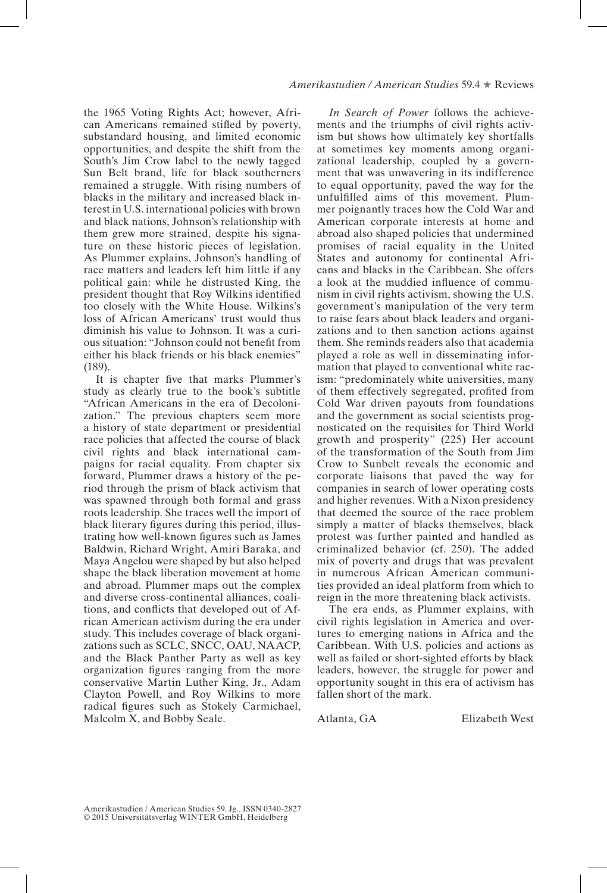the 1965 Voting Rights Act; however, African Americans remained stifled by poverty, substandard housing, and limited economic opportunities, and despite the shift from the South's Jim Crow label to the newly tagged Sun Belt brand, life for black southerners remained a struggle. With rising numbers of blacks in the military and increased black interest in U.S. international policies with brown and black nations, Johnson's relationship with them grew more strained, despite his signature on these historic pieces of legislation. As Plummer explains, Johnson's handling of race matters and leaders left him little if any political gain: while he distrusted King, the president thought that Roy Wilkins identified too closely with the White House. Wilkins's loss of African Americans' trust would thus diminish his value to Johnson. It was a curious situation: "Johnson could not benefit from either his black friends or his black enemies" (189).

It is chapter five that marks Plummer's study as clearly true to the book's subtitle "African Americans in the era of Decolonization." The previous chapters seem more a history of state department or presidential race policies that affected the course of black civil rights and black international campaigns for racial equality. From chapter six forward, Plummer draws a history of the period through the prism of black activism that was spawned through both formal and grass roots leadership. She traces well the import of black literary figures during this period, illustrating how well-known figures such as James Baldwin, Richard Wright, Amiri Baraka, and Maya Angelou were shaped by but also helped shape the black liberation movement at home and abroad. Plummer maps out the complex and diverse cross-continental alliances, coalitions, and conflicts that developed out of African American activism during the era under study. This includes coverage of black organizations such as SCLC, SNCC, OAU, NAACP, and the Black Panther Party as well as key organization figures ranging from the more conservative Martin Luther King, Jr., Adam Clayton Powell, and Roy Wilkins to more radical figures such as Stokely Carmichael, Malcolm X, and Bobby Seale.

*In Search of Power* follows the achievements and the triumphs of civil rights activism but shows how ultimately key shortfalls at sometimes key moments among organizational leadership, coupled by a government that was unwavering in its indifference to equal opportunity, paved the way for the unfulfilled aims of this movement. Plummer poignantly traces how the Cold War and American corporate interests at home and abroad also shaped policies that undermined promises of racial equality in the United States and autonomy for continental Africans and blacks in the Caribbean. She offers a look at the muddied influence of communism in civil rights activism, showing the U.S. government's manipulation of the very term to raise fears about black leaders and organizations and to then sanction actions against them. She reminds readers also that academia played a role as well in disseminating information that played to conventional white racism: "predominately white universities, many of them effectively segregated, profited from Cold War driven payouts from foundations and the government as social scientists prognosticated on the requisites for Third World growth and prosperity" (225) Her account of the transformation of the South from Jim Crow to Sunbelt reveals the economic and corporate liaisons that paved the way for companies in search of lower operating costs and higher revenues. With a Nixon presidency that deemed the source of the race problem simply a matter of blacks themselves, black protest was further painted and handled as criminalized behavior (cf. 250). The added mix of poverty and drugs that was prevalent in numerous African American communities provided an ideal platform from which to reign in the more threatening black activists.

The era ends, as Plummer explains, with civil rights legislation in America and overtures to emerging nations in Africa and the Caribbean. With U.S. policies and actions as well as failed or short-sighted efforts by black leaders, however, the struggle for power and opportunity sought in this era of activism has fallen short of the mark.

Atlanta, GA — Elizabeth West